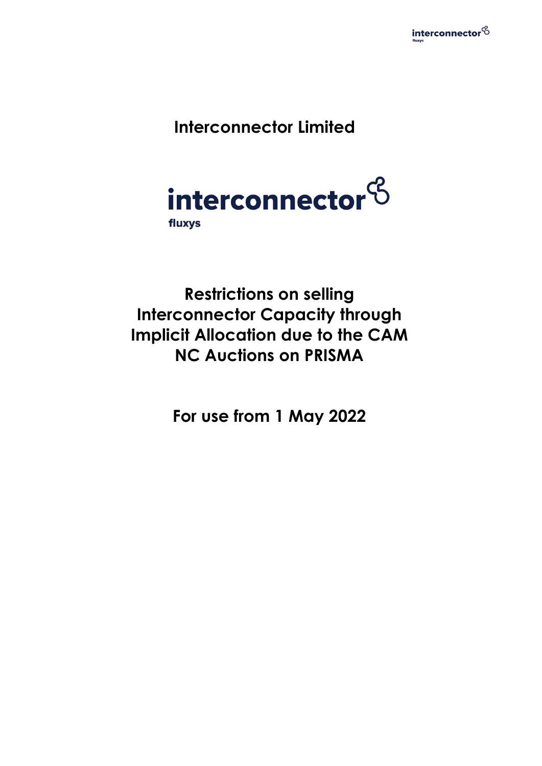# Interconnector Limited

interconnector

fluxys

# Restrictions on selling Interconnector Capacity through Implicit Allocation due to the CAM NC Auctions on PRISMA

## For use from 1 May 2022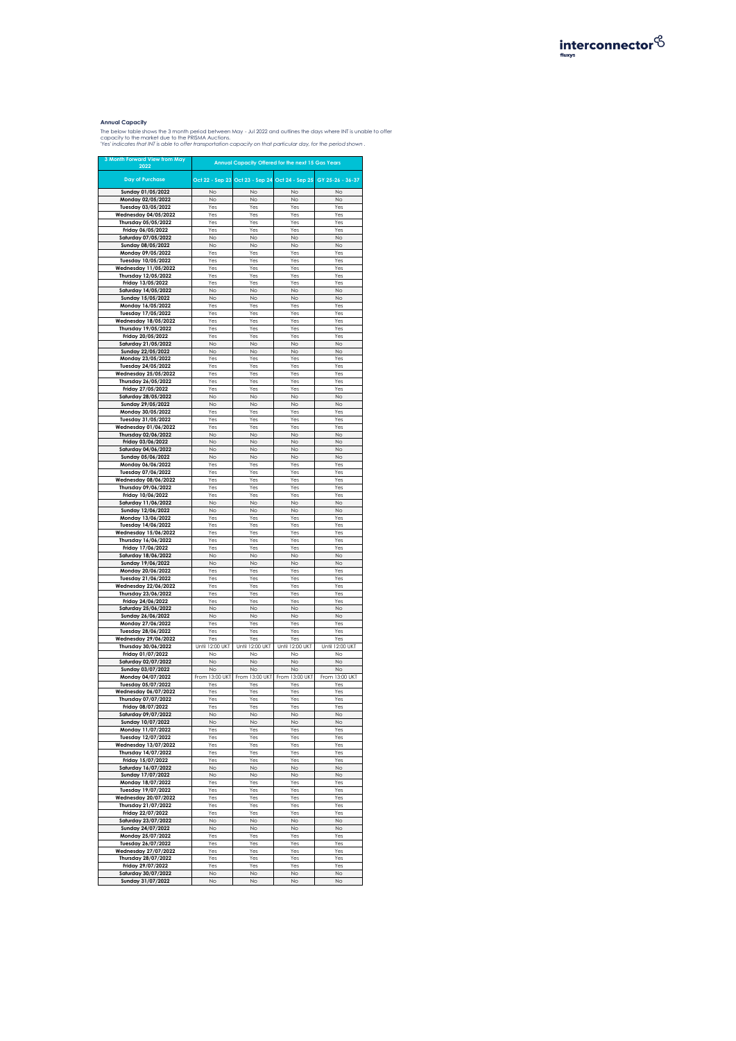**Annual Capacity**

The below table shows the 3 month period between May - Jul 2022 and outlines the days where INT is unable to offer capacity to the market due to the PRISMA Auctions.
*'Yes' indicates that INT is able to offer transportation capacity on that particular day, for the period shown .*

| 3 Month Forward View from May 2022 | Annual Capacity Offered for the next 15 Gas Years | | | |
|---|---|---|---|---|
| Day of Purchase | Oct 22 - Sep 23 | Oct 23 - Sep 24 | Oct 24 - Sep 25 | GY 25-26 - 36-37 |
| Sunday 01/05/2022 | No | No | No | No |
| Monday 02/05/2022 | No | No | No | No |
| Tuesday 03/05/2022 | Yes | Yes | Yes | Yes |
| Wednesday 04/05/2022 | Yes | Yes | Yes | Yes |
| Thursday 05/05/2022 | Yes | Yes | Yes | Yes |
| Friday 06/05/2022 | Yes | Yes | Yes | Yes |
| Saturday 07/05/2022 | No | No | No | No |
| Sunday 08/05/2022 | No | No | No | No |
| Monday 09/05/2022 | Yes | Yes | Yes | Yes |
| Tuesday 10/05/2022 | Yes | Yes | Yes | Yes |
| Wednesday 11/05/2022 | Yes | Yes | Yes | Yes |
| Thursday 12/05/2022 | Yes | Yes | Yes | Yes |
| Friday 13/05/2022 | Yes | Yes | Yes | Yes |
| Saturday 14/05/2022 | No | No | No | No |
| Sunday 15/05/2022 | No | No | No | No |
| Monday 16/05/2022 | Yes | Yes | Yes | Yes |
| Tuesday 17/05/2022 | Yes | Yes | Yes | Yes |
| Wednesday 18/05/2022 | Yes | Yes | Yes | Yes |
| Thursday 19/05/2022 | Yes | Yes | Yes | Yes |
| Friday 20/05/2022 | Yes | Yes | Yes | Yes |
| Saturday 21/05/2022 | No | No | No | No |
| Sunday 22/05/2022 | No | No | No | No |
| Monday 23/05/2022 | Yes | Yes | Yes | Yes |
| Tuesday 24/05/2022 | Yes | Yes | Yes | Yes |
| Wednesday 25/05/2022 | Yes | Yes | Yes | Yes |
| Thursday 26/05/2022 | Yes | Yes | Yes | Yes |
| Friday 27/05/2022 | Yes | Yes | Yes | Yes |
| Saturday 28/05/2022 | No | No | No | No |
| Sunday 29/05/2022 | No | No | No | No |
| Monday 30/05/2022 | Yes | Yes | Yes | Yes |
| Tuesday 31/05/2022 | Yes | Yes | Yes | Yes |
| Wednesday 01/06/2022 | Yes | Yes | Yes | Yes |
| Thursday 02/06/2022 | No | No | No | No |
| Friday 03/06/2022 | No | No | No | No |
| Saturday 04/06/2022 | No | No | No | No |
| Sunday 05/06/2022 | No | No | No | No |
| Monday 06/06/2022 | Yes | Yes | Yes | Yes |
| Tuesday 07/06/2022 | Yes | Yes | Yes | Yes |
| Wednesday 08/06/2022 | Yes | Yes | Yes | Yes |
| Thursday 09/06/2022 | Yes | Yes | Yes | Yes |
| Friday 10/06/2022 | Yes | Yes | Yes | Yes |
| Saturday 11/06/2022 | No | No | No | No |
| Sunday 12/06/2022 | No | No | No | No |
| Monday 13/06/2022 | Yes | Yes | Yes | Yes |
| Tuesday 14/06/2022 | Yes | Yes | Yes | Yes |
| Wednesday 15/06/2022 | Yes | Yes | Yes | Yes |
| Thursday 16/06/2022 | Yes | Yes | Yes | Yes |
| Friday 17/06/2022 | Yes | Yes | Yes | Yes |
| Saturday 18/06/2022 | No | No | No | No |
| Sunday 19/06/2022 | No | No | No | No |
| Monday 20/06/2022 | Yes | Yes | Yes | Yes |
| Tuesday 21/06/2022 | Yes | Yes | Yes | Yes |
| Wednesday 22/06/2022 | Yes | Yes | Yes | Yes |
| Thursday 23/06/2022 | Yes | Yes | Yes | Yes |
| Friday 24/06/2022 | Yes | Yes | Yes | Yes |
| Saturday 25/06/2022 | No | No | No | No |
| Sunday 26/06/2022 | No | No | No | No |
| Monday 27/06/2022 | Yes | Yes | Yes | Yes |
| Tuesday 28/06/2022 | Yes | Yes | Yes | Yes |
| Wednesday 29/06/2022 | Yes | Yes | Yes | Yes |
| Thursday 30/06/2022 | Until 12:00 UKT | Until 12:00 UKT | Until 12:00 UKT | Until 12:00 UKT |
| Friday 01/07/2022 | No | No | No | No |
| Saturday 02/07/2022 | No | No | No | No |
| Sunday 03/07/2022 | No | No | No | No |
| Monday 04/07/2022 | From 13:00 UKT | From 13:00 UKT | From 13:00 UKT | From 13:00 UKT |
| Tuesday 05/07/2022 | Yes | Yes | Yes | Yes |
| Wednesday 06/07/2022 | Yes | Yes | Yes | Yes |
| Thursday 07/07/2022 | Yes | Yes | Yes | Yes |
| Friday 08/07/2022 | Yes | Yes | Yes | Yes |
| Saturday 09/07/2022 | No | No | No | No |
| Sunday 10/07/2022 | No | No | No | No |
| Monday 11/07/2022 | Yes | Yes | Yes | Yes |
| Tuesday 12/07/2022 | Yes | Yes | Yes | Yes |
| Wednesday 13/07/2022 | Yes | Yes | Yes | Yes |
| Thursday 14/07/2022 | Yes | Yes | Yes | Yes |
| Friday 15/07/2022 | Yes | Yes | Yes | Yes |
| Saturday 16/07/2022 | No | No | No | No |
| Sunday 17/07/2022 | No | No | No | No |
| Monday 18/07/2022 | Yes | Yes | Yes | Yes |
| Tuesday 19/07/2022 | Yes | Yes | Yes | Yes |
| Wednesday 20/07/2022 | Yes | Yes | Yes | Yes |
| Thursday 21/07/2022 | Yes | Yes | Yes | Yes |
| Friday 22/07/2022 | Yes | Yes | Yes | Yes |
| Saturday 23/07/2022 | No | No | No | No |
| Sunday 24/07/2022 | No | No | No | No |
| Monday 25/07/2022 | Yes | Yes | Yes | Yes |
| Tuesday 26/07/2022 | Yes | Yes | Yes | Yes |
| Wednesday 27/07/2022 | Yes | Yes | Yes | Yes |
| Thursday 28/07/2022 | Yes | Yes | Yes | Yes |
| Friday 29/07/2022 | Yes | Yes | Yes | Yes |
| Saturday 30/07/2022 | No | No | No | No |
| Sunday 31/07/2022 | No | No | No | No |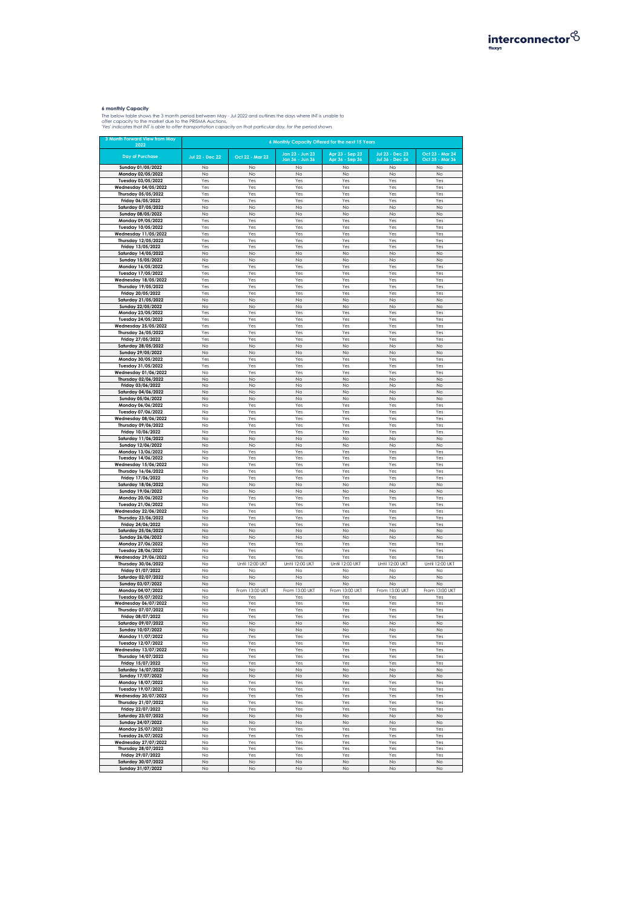**6 monthly Capacity**

The below table shows the 3 month period between May - Jul 2022 and outlines the days where INT is unable to offer capacity to the market due to the PRISMA Auctions.

*'Yes' indicates that INT is able to offer transportation capacity on that particular day, for the period shown.*

| 3 Month Forward View from May 2022 | 6 Monthly Capacity Offered for the next 15 Years | | | | | |
|---|---|---|---|---|---|---|
| Day of Purchase | Jul 22 - Dec 22 | Oct 22 - Mar 23 | Jan 23 - Jun 23 Jan 36 - Jun 36 | Apr 23 - Sep 23 Apr 36 - Sep 36 | Jul 23 - Dec 23 Jul 36 - Dec 36 | Oct 23 - Mar 24 Oct 35 - Mar 36 |
| Sunday 01/05/2022 | No | No | No | No | No | No |
| Monday 02/05/2022 | No | No | No | No | No | No |
| Tuesday 03/05/2022 | Yes | Yes | Yes | Yes | Yes | Yes |
| Wednesday 04/05/2022 | Yes | Yes | Yes | Yes | Yes | Yes |
| Thursday 05/05/2022 | Yes | Yes | Yes | Yes | Yes | Yes |
| Friday 06/05/2022 | Yes | Yes | Yes | Yes | Yes | Yes |
| Saturday 07/05/2022 | No | No | No | No | No | No |
| Sunday 08/05/2022 | No | No | No | No | No | No |
| Monday 09/05/2022 | Yes | Yes | Yes | Yes | Yes | Yes |
| Tuesday 10/05/2022 | Yes | Yes | Yes | Yes | Yes | Yes |
| Wednesday 11/05/2022 | Yes | Yes | Yes | Yes | Yes | Yes |
| Thursday 12/05/2022 | Yes | Yes | Yes | Yes | Yes | Yes |
| Friday 13/05/2022 | Yes | Yes | Yes | Yes | Yes | Yes |
| Saturday 14/05/2022 | No | No | No | No | No | No |
| Sunday 15/05/2022 | No | No | No | No | No | No |
| Monday 16/05/2022 | Yes | Yes | Yes | Yes | Yes | Yes |
| Tuesday 17/05/2022 | Yes | Yes | Yes | Yes | Yes | Yes |
| Wednesday 18/05/2022 | Yes | Yes | Yes | Yes | Yes | Yes |
| Thursday 19/05/2022 | Yes | Yes | Yes | Yes | Yes | Yes |
| Friday 20/05/2022 | Yes | Yes | Yes | Yes | Yes | Yes |
| Saturday 21/05/2022 | No | No | No | No | No | No |
| Sunday 22/05/2022 | No | No | No | No | No | No |
| Monday 23/05/2022 | Yes | Yes | Yes | Yes | Yes | Yes |
| Tuesday 24/05/2022 | Yes | Yes | Yes | Yes | Yes | Yes |
| Wednesday 25/05/2022 | Yes | Yes | Yes | Yes | Yes | Yes |
| Thursday 26/05/2022 | Yes | Yes | Yes | Yes | Yes | Yes |
| Friday 27/05/2022 | Yes | Yes | Yes | Yes | Yes | Yes |
| Saturday 28/05/2022 | No | No | No | No | No | No |
| Sunday 29/05/2022 | No | No | No | No | No | No |
| Monday 30/05/2022 | Yes | Yes | Yes | Yes | Yes | Yes |
| Tuesday 31/05/2022 | Yes | Yes | Yes | Yes | Yes | Yes |
| Wednesday 01/06/2022 | No | Yes | Yes | Yes | Yes | Yes |
| Thursday 02/06/2022 | No | No | No | No | No | No |
| Friday 03/06/2022 | No | No | No | No | No | No |
| Saturday 04/06/2022 | No | No | No | No | No | No |
| Sunday 05/06/2022 | No | No | No | No | No | No |
| Monday 06/06/2022 | No | Yes | Yes | Yes | Yes | Yes |
| Tuesday 07/06/2022 | No | Yes | Yes | Yes | Yes | Yes |
| Wednesday 08/06/2022 | No | Yes | Yes | Yes | Yes | Yes |
| Thursday 09/06/2022 | No | Yes | Yes | Yes | Yes | Yes |
| Friday 10/06/2022 | No | Yes | Yes | Yes | Yes | Yes |
| Saturday 11/06/2022 | No | No | No | No | No | No |
| Sunday 12/06/2022 | No | No | No | No | No | No |
| Monday 13/06/2022 | No | Yes | Yes | Yes | Yes | Yes |
| Tuesday 14/06/2022 | No | Yes | Yes | Yes | Yes | Yes |
| Wednesday 15/06/2022 | No | Yes | Yes | Yes | Yes | Yes |
| Thursday 16/06/2022 | No | Yes | Yes | Yes | Yes | Yes |
| Friday 17/06/2022 | No | Yes | Yes | Yes | Yes | Yes |
| Saturday 18/06/2022 | No | No | No | No | No | No |
| Sunday 19/06/2022 | No | No | No | No | No | No |
| Monday 20/06/2022 | No | Yes | Yes | Yes | Yes | Yes |
| Tuesday 21/06/2022 | No | Yes | Yes | Yes | Yes | Yes |
| Wednesday 22/06/2022 | No | Yes | Yes | Yes | Yes | Yes |
| Thursday 23/06/2022 | No | Yes | Yes | Yes | Yes | Yes |
| Friday 24/06/2022 | No | Yes | Yes | Yes | Yes | Yes |
| Saturday 25/06/2022 | No | No | No | No | No | No |
| Sunday 26/06/2022 | No | No | No | No | No | No |
| Monday 27/06/2022 | No | Yes | Yes | Yes | Yes | Yes |
| Tuesday 28/06/2022 | No | Yes | Yes | Yes | Yes | Yes |
| Wednesday 29/06/2022 | No | Yes | Yes | Yes | Yes | Yes |
| Thursday 30/06/2022 | No | Until 12:00 UKT | Until 12:00 UKT | Until 12:00 UKT | Until 12:00 UKT | Until 12:00 UKT |
| Friday 01/07/2022 | No | No | No | No | No | No |
| Saturday 02/07/2022 | No | No | No | No | No | No |
| Sunday 03/07/2022 | No | No | No | No | No | No |
| Monday 04/07/2022 | No | From 13:00 UKT | From 13:00 UKT | From 13:00 UKT | From 13:00 UKT | From 13:00 UKT |
| Tuesday 05/07/2022 | No | Yes | Yes | Yes | Yes | Yes |
| Wednesday 06/07/2022 | No | Yes | Yes | Yes | Yes | Yes |
| Thursday 07/07/2022 | No | Yes | Yes | Yes | Yes | Yes |
| Friday 08/07/2022 | No | Yes | Yes | Yes | Yes | Yes |
| Saturday 09/07/2022 | No | No | No | No | No | No |
| Sunday 10/07/2022 | No | No | No | No | No | No |
| Monday 11/07/2022 | No | Yes | Yes | Yes | Yes | Yes |
| Tuesday 12/07/2022 | No | Yes | Yes | Yes | Yes | Yes |
| Wednesday 13/07/2022 | No | Yes | Yes | Yes | Yes | Yes |
| Thursday 14/07/2022 | No | Yes | Yes | Yes | Yes | Yes |
| Friday 15/07/2022 | No | Yes | Yes | Yes | Yes | Yes |
| Saturday 16/07/2022 | No | No | No | No | No | No |
| Sunday 17/07/2022 | No | No | No | No | No | No |
| Monday 18/07/2022 | No | Yes | Yes | Yes | Yes | Yes |
| Tuesday 19/07/2022 | No | Yes | Yes | Yes | Yes | Yes |
| Wednesday 20/07/2022 | No | Yes | Yes | Yes | Yes | Yes |
| Thursday 21/07/2022 | No | Yes | Yes | Yes | Yes | Yes |
| Friday 22/07/2022 | No | Yes | Yes | Yes | Yes | Yes |
| Saturday 23/07/2022 | No | No | No | No | No | No |
| Sunday 24/07/2022 | No | No | No | No | No | No |
| Monday 25/07/2022 | No | Yes | Yes | Yes | Yes | Yes |
| Tuesday 26/07/2022 | No | Yes | Yes | Yes | Yes | Yes |
| Wednesday 27/07/2022 | No | Yes | Yes | Yes | Yes | Yes |
| Thursday 28/07/2022 | No | Yes | Yes | Yes | Yes | Yes |
| Friday 29/07/2022 | No | Yes | Yes | Yes | Yes | Yes |
| Saturday 30/07/2022 | No | No | No | No | No | No |
| Sunday 31/07/2022 | No | No | No | No | No | No |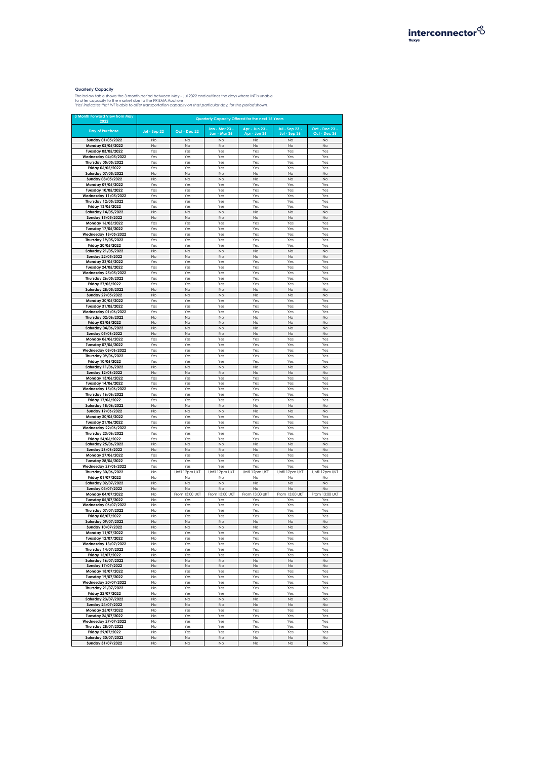### Quarterly Capacity

The below table shows the 3 month period between May - Jul 2022 and outlines the days where INT is unable to offer capacity to the market due to the PRISMA Auctions.
*'Yes' indicates that INT is able to offer transportation capacity on that particular day, for the period shown.*

| 3 Month Forward View from May 2022 | Quarterly Capacity Offered for the next 15 Years | | | | | |
|---|---|---|---|---|---|---|
| Day of Purchase | Jul - Sep 22 | Oct - Dec 22 | Jan - Mar 23 - Jan - Mar 36 | Apr - Jun 23 - Apr - Jun 36 | Jul - Sep 23 - Jul - Sep 36 | Oct - Dec 23 - Oct - Dec 36 |
| Sunday 01/05/2022 | No | No | No | No | No | No |
| Monday 02/05/2022 | No | No | No | No | No | No |
| Tuesday 03/05/2022 | Yes | Yes | Yes | Yes | Yes | Yes |
| Wednesday 04/05/2022 | Yes | Yes | Yes | Yes | Yes | Yes |
| Thursday 05/05/2022 | Yes | Yes | Yes | Yes | Yes | Yes |
| Friday 06/05/2022 | Yes | Yes | Yes | Yes | Yes | Yes |
| Saturday 07/05/2022 | No | No | No | No | No | No |
| Sunday 08/05/2022 | No | No | No | No | No | No |
| Monday 09/05/2022 | Yes | Yes | Yes | Yes | Yes | Yes |
| Tuesday 10/05/2022 | Yes | Yes | Yes | Yes | Yes | Yes |
| Wednesday 11/05/2022 | Yes | Yes | Yes | Yes | Yes | Yes |
| Thursday 12/05/2022 | Yes | Yes | Yes | Yes | Yes | Yes |
| Friday 13/05/2022 | Yes | Yes | Yes | Yes | Yes | Yes |
| Saturday 14/05/2022 | No | No | No | No | No | No |
| Sunday 15/05/2022 | No | No | No | No | No | No |
| Monday 16/05/2022 | Yes | Yes | Yes | Yes | Yes | Yes |
| Tuesday 17/05/2022 | Yes | Yes | Yes | Yes | Yes | Yes |
| Wednesday 18/05/2022 | Yes | Yes | Yes | Yes | Yes | Yes |
| Thursday 19/05/2022 | Yes | Yes | Yes | Yes | Yes | Yes |
| Friday 20/05/2022 | Yes | Yes | Yes | Yes | Yes | Yes |
| Saturday 21/05/2022 | No | No | No | No | No | No |
| Sunday 22/05/2022 | No | No | No | No | No | No |
| Monday 23/05/2022 | Yes | Yes | Yes | Yes | Yes | Yes |
| Tuesday 24/05/2022 | Yes | Yes | Yes | Yes | Yes | Yes |
| Wednesday 25/05/2022 | Yes | Yes | Yes | Yes | Yes | Yes |
| Thursday 26/05/2022 | Yes | Yes | Yes | Yes | Yes | Yes |
| Friday 27/05/2022 | Yes | Yes | Yes | Yes | Yes | Yes |
| Saturday 28/05/2022 | No | No | No | No | No | No |
| Sunday 29/05/2022 | No | No | No | No | No | No |
| Monday 30/05/2022 | Yes | Yes | Yes | Yes | Yes | Yes |
| Tuesday 31/05/2022 | Yes | Yes | Yes | Yes | Yes | Yes |
| Wednesday 01/06/2022 | Yes | Yes | Yes | Yes | Yes | Yes |
| Thursday 02/06/2022 | No | No | No | No | No | No |
| Friday 03/06/2022 | No | No | No | No | No | No |
| Saturday 04/06/2022 | No | No | No | No | No | No |
| Sunday 05/06/2022 | No | No | No | No | No | No |
| Monday 06/06/2022 | Yes | Yes | Yes | Yes | Yes | Yes |
| Tuesday 07/06/2022 | Yes | Yes | Yes | Yes | Yes | Yes |
| Wednesday 08/06/2022 | Yes | Yes | Yes | Yes | Yes | Yes |
| Thursday 09/06/2022 | Yes | Yes | Yes | Yes | Yes | Yes |
| Friday 10/06/2022 | Yes | Yes | Yes | Yes | Yes | Yes |
| Saturday 11/06/2022 | No | No | No | No | No | No |
| Sunday 12/06/2022 | No | No | No | No | No | No |
| Monday 13/06/2022 | Yes | Yes | Yes | Yes | Yes | Yes |
| Tuesday 14/06/2022 | Yes | Yes | Yes | Yes | Yes | Yes |
| Wednesday 15/06/2022 | Yes | Yes | Yes | Yes | Yes | Yes |
| Thursday 16/06/2022 | Yes | Yes | Yes | Yes | Yes | Yes |
| Friday 17/06/2022 | Yes | Yes | Yes | Yes | Yes | Yes |
| Saturday 18/06/2022 | No | No | No | No | No | No |
| Sunday 19/06/2022 | No | No | No | No | No | No |
| Monday 20/06/2022 | Yes | Yes | Yes | Yes | Yes | Yes |
| Tuesday 21/06/2022 | Yes | Yes | Yes | Yes | Yes | Yes |
| Wednesday 22/06/2022 | Yes | Yes | Yes | Yes | Yes | Yes |
| Thursday 23/06/2022 | Yes | Yes | Yes | Yes | Yes | Yes |
| Friday 24/06/2022 | Yes | Yes | Yes | Yes | Yes | Yes |
| Saturday 25/06/2022 | No | No | No | No | No | No |
| Sunday 26/06/2022 | No | No | No | No | No | No |
| Monday 27/06/2022 | Yes | Yes | Yes | Yes | Yes | Yes |
| Tuesday 28/06/2022 | Yes | Yes | Yes | Yes | Yes | Yes |
| Wednesday 29/06/2022 | Yes | Yes | Yes | Yes | Yes | Yes |
| Thursday 30/06/2022 | No | Until 12pm UKT | Until 12pm UKT | Until 12pm UKT | Until 12pm UKT | Until 12pm UKT |
| Friday 01/07/2022 | No | No | No | No | No | No |
| Saturday 02/07/2022 | No | No | No | No | No | No |
| Sunday 03/07/2022 | No | No | No | No | No | No |
| Monday 04/07/2022 | No | From 13:00 UKT | From 13:00 UKT | From 13:00 UKT | From 13:00 UKT | From 13:00 UKT |
| Tuesday 05/07/2022 | No | Yes | Yes | Yes | Yes | Yes |
| Wednesday 06/07/2022 | No | Yes | Yes | Yes | Yes | Yes |
| Thursday 07/07/2022 | No | Yes | Yes | Yes | Yes | Yes |
| Friday 08/07/2022 | No | Yes | Yes | Yes | Yes | Yes |
| Saturday 09/07/2022 | No | No | No | No | No | No |
| Sunday 10/07/2022 | No | No | No | No | No | No |
| Monday 11/07/2022 | No | Yes | Yes | Yes | Yes | Yes |
| Tuesday 12/07/2022 | No | Yes | Yes | Yes | Yes | Yes |
| Wednesday 13/07/2022 | No | Yes | Yes | Yes | Yes | Yes |
| Thursday 14/07/2022 | No | Yes | Yes | Yes | Yes | Yes |
| Friday 15/07/2022 | No | Yes | Yes | Yes | Yes | Yes |
| Saturday 16/07/2022 | No | No | No | No | No | No |
| Sunday 17/07/2022 | No | No | No | No | No | No |
| Monday 18/07/2022 | No | Yes | Yes | Yes | Yes | Yes |
| Tuesday 19/07/2022 | No | Yes | Yes | Yes | Yes | Yes |
| Wednesday 20/07/2022 | No | Yes | Yes | Yes | Yes | Yes |
| Thursday 21/07/2022 | No | Yes | Yes | Yes | Yes | Yes |
| Friday 22/07/2022 | No | Yes | Yes | Yes | Yes | Yes |
| Saturday 23/07/2022 | No | No | No | No | No | No |
| Sunday 24/07/2022 | No | No | No | No | No | No |
| Monday 25/07/2022 | No | Yes | Yes | Yes | Yes | Yes |
| Tuesday 26/07/2022 | No | Yes | Yes | Yes | Yes | Yes |
| Wednesday 27/07/2022 | No | Yes | Yes | Yes | Yes | Yes |
| Thursday 28/07/2022 | No | Yes | Yes | Yes | Yes | Yes |
| Friday 29/07/2022 | No | Yes | Yes | Yes | Yes | Yes |
| Saturday 30/07/2022 | No | No | No | No | No | No |
| Sunday 31/07/2022 | No | No | No | No | No | No |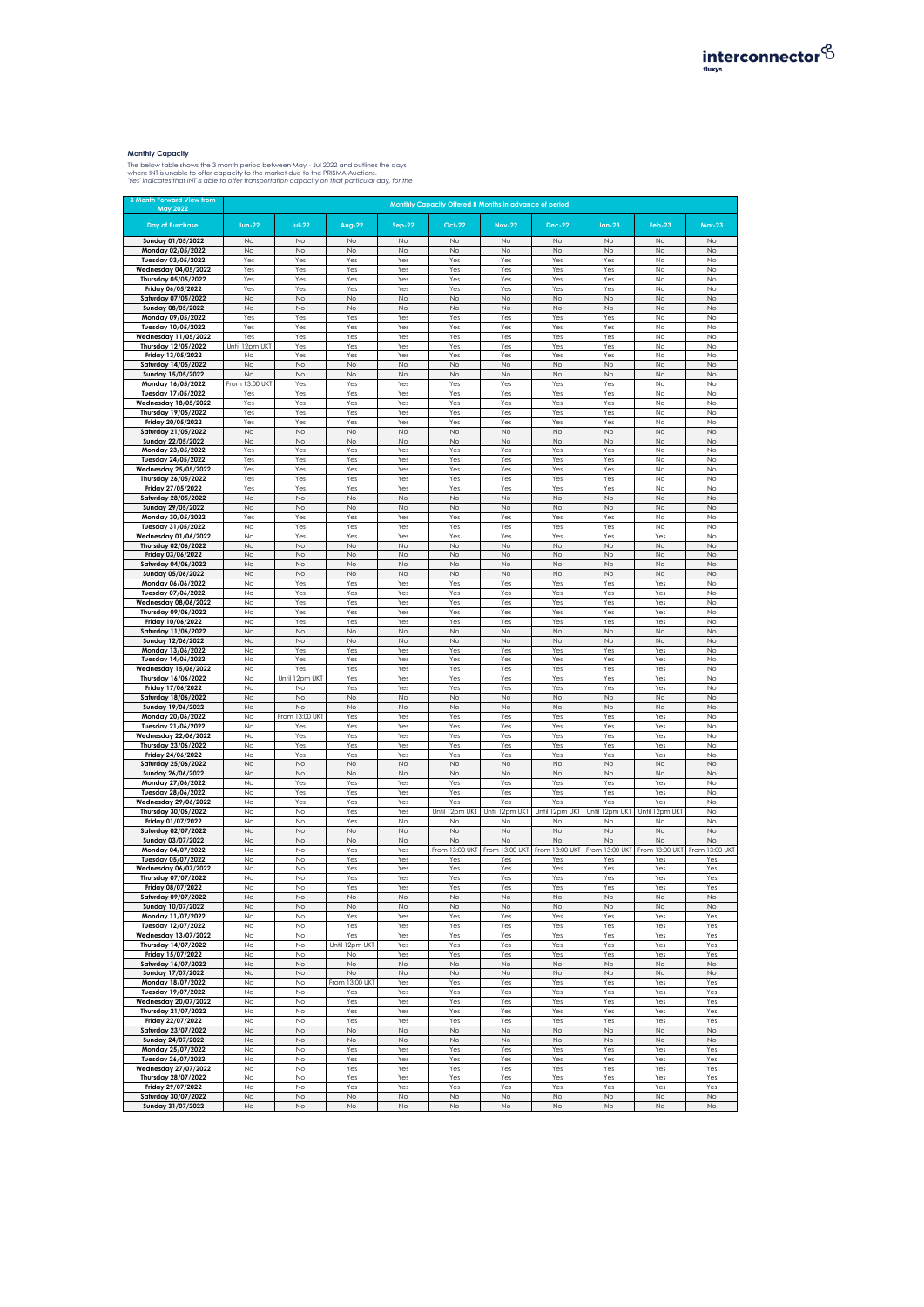**Monthly Capacity**

The below table shows the 3 month period between May - Jul 2022 and outlines the days where INT is unable to offer capacity to the market due to the PRISMA Auctions. 'Yes' indicates that INT is able to offer transportation capacity on that particular day, for the

| 3 Month Forward View from May 2022 | Monthly Capacity Offered 8 Months in advance of period | | | | | | | | | |
|---|---|---|---|---|---|---|---|---|---|---|
| **Day of Purchase** | **Jun-22** | **Jul-22** | **Aug-22** | **Sep-22** | **Oct-22** | **Nov-22** | **Dec-22** | **Jan-23** | **Feb-23** | **Mar-23** |
| Sunday 01/05/2022 | No | No | No | No | No | No | No | No | No | No |
| Monday 02/05/2022 | No | No | No | No | No | No | No | No | No | No |
| Tuesday 03/05/2022 | Yes | Yes | Yes | Yes | Yes | Yes | Yes | Yes | No | No |
| Wednesday 04/05/2022 | Yes | Yes | Yes | Yes | Yes | Yes | Yes | Yes | No | No |
| Thursday 05/05/2022 | Yes | Yes | Yes | Yes | Yes | Yes | Yes | Yes | No | No |
| Friday 06/05/2022 | Yes | Yes | Yes | Yes | Yes | Yes | Yes | Yes | No | No |
| Saturday 07/05/2022 | No | No | No | No | No | No | No | No | No | No |
| Sunday 08/05/2022 | No | No | No | No | No | No | No | No | No | No |
| Monday 09/05/2022 | Yes | Yes | Yes | Yes | Yes | Yes | Yes | Yes | No | No |
| Tuesday 10/05/2022 | Yes | Yes | Yes | Yes | Yes | Yes | Yes | Yes | No | No |
| Wednesday 11/05/2022 | Yes | Yes | Yes | Yes | Yes | Yes | Yes | Yes | No | No |
| Thursday 12/05/2022 | Until 12pm UKT | Yes | Yes | Yes | Yes | Yes | Yes | Yes | No | No |
| Friday 13/05/2022 | No | Yes | Yes | Yes | Yes | Yes | Yes | Yes | No | No |
| Saturday 14/05/2022 | No | No | No | No | No | No | No | No | No | No |
| Sunday 15/05/2022 | No | No | No | No | No | No | No | No | No | No |
| Monday 16/05/2022 | From 13:00 UKT | Yes | Yes | Yes | Yes | Yes | Yes | Yes | No | No |
| Tuesday 17/05/2022 | Yes | Yes | Yes | Yes | Yes | Yes | Yes | Yes | No | No |
| Wednesday 18/05/2022 | Yes | Yes | Yes | Yes | Yes | Yes | Yes | Yes | No | No |
| Thursday 19/05/2022 | Yes | Yes | Yes | Yes | Yes | Yes | Yes | Yes | No | No |
| Friday 20/05/2022 | Yes | Yes | Yes | Yes | Yes | Yes | Yes | Yes | No | No |
| Saturday 21/05/2022 | No | No | No | No | No | No | No | No | No | No |
| Sunday 22/05/2022 | No | No | No | No | No | No | No | No | No | No |
| Monday 23/05/2022 | Yes | Yes | Yes | Yes | Yes | Yes | Yes | Yes | No | No |
| Tuesday 24/05/2022 | Yes | Yes | Yes | Yes | Yes | Yes | Yes | Yes | No | No |
| Wednesday 25/05/2022 | Yes | Yes | Yes | Yes | Yes | Yes | Yes | Yes | No | No |
| Thursday 26/05/2022 | Yes | Yes | Yes | Yes | Yes | Yes | Yes | Yes | No | No |
| Friday 27/05/2022 | Yes | Yes | Yes | Yes | Yes | Yes | Yes | Yes | No | No |
| Saturday 28/05/2022 | No | No | No | No | No | No | No | No | No | No |
| Sunday 29/05/2022 | No | No | No | No | No | No | No | No | No | No |
| Monday 30/05/2022 | Yes | Yes | Yes | Yes | Yes | Yes | Yes | Yes | No | No |
| Tuesday 31/05/2022 | No | Yes | Yes | Yes | Yes | Yes | Yes | Yes | No | No |
| Wednesday 01/06/2022 | No | Yes | Yes | Yes | Yes | Yes | Yes | Yes | Yes | No |
| Thursday 02/06/2022 | No | No | No | No | No | No | No | No | No | No |
| Friday 03/06/2022 | No | No | No | No | No | No | No | No | No | No |
| Saturday 04/06/2022 | No | No | No | No | No | No | No | No | No | No |
| Sunday 05/06/2022 | No | No | No | No | No | No | No | No | No | No |
| Monday 06/06/2022 | No | Yes | Yes | Yes | Yes | Yes | Yes | Yes | Yes | No |
| Tuesday 07/06/2022 | No | Yes | Yes | Yes | Yes | Yes | Yes | Yes | Yes | No |
| Wednesday 08/06/2022 | No | Yes | Yes | Yes | Yes | Yes | Yes | Yes | Yes | No |
| Thursday 09/06/2022 | No | Yes | Yes | Yes | Yes | Yes | Yes | Yes | Yes | No |
| Friday 10/06/2022 | No | Yes | Yes | Yes | Yes | Yes | Yes | Yes | Yes | No |
| Saturday 11/06/2022 | No | No | No | No | No | No | No | No | No | No |
| Sunday 12/06/2022 | No | No | No | No | No | No | No | No | No | No |
| Monday 13/06/2022 | No | Yes | Yes | Yes | Yes | Yes | Yes | Yes | Yes | No |
| Tuesday 14/06/2022 | No | Yes | Yes | Yes | Yes | Yes | Yes | Yes | Yes | No |
| Wednesday 15/06/2022 | No | Yes | Yes | Yes | Yes | Yes | Yes | Yes | Yes | No |
| Thursday 16/06/2022 | No | Until 12pm UKT | Yes | Yes | Yes | Yes | Yes | Yes | Yes | No |
| Friday 17/06/2022 | No | No | Yes | Yes | Yes | Yes | Yes | Yes | Yes | No |
| Saturday 18/06/2022 | No | No | No | No | No | No | No | No | No | No |
| Sunday 19/06/2022 | No | No | No | No | No | No | No | No | No | No |
| Monday 20/06/2022 | No | From 13:00 UKT | Yes | Yes | Yes | Yes | Yes | Yes | Yes | No |
| Tuesday 21/06/2022 | No | Yes | Yes | Yes | Yes | Yes | Yes | Yes | Yes | No |
| Wednesday 22/06/2022 | No | Yes | Yes | Yes | Yes | Yes | Yes | Yes | Yes | No |
| Thursday 23/06/2022 | No | Yes | Yes | Yes | Yes | Yes | Yes | Yes | Yes | No |
| Friday 24/06/2022 | No | Yes | Yes | Yes | Yes | Yes | Yes | Yes | Yes | No |
| Saturday 25/06/2022 | No | No | No | No | No | No | No | No | No | No |
| Sunday 26/06/2022 | No | No | No | No | No | No | No | No | No | No |
| Monday 27/06/2022 | No | Yes | Yes | Yes | Yes | Yes | Yes | Yes | Yes | No |
| Tuesday 28/06/2022 | No | Yes | Yes | Yes | Yes | Yes | Yes | Yes | Yes | No |
| Wednesday 29/06/2022 | No | Yes | Yes | Yes | Yes | Yes | Yes | Yes | Yes | No |
| Thursday 30/06/2022 | No | No | Yes | Yes | Until 12pm UKT | Until 12pm UKT | Until 12pm UKT | Until 12pm UKT | Until 12pm UKT | No |
| Friday 01/07/2022 | No | No | Yes | No | No | No | No | No | No | No |
| Saturday 02/07/2022 | No | No | No | No | No | No | No | No | No | No |
| Sunday 03/07/2022 | No | No | No | No | No | No | No | No | No | No |
| Monday 04/07/2022 | No | No | Yes | Yes | From 13:00 UKT | From 13:00 UKT | From 13:00 UKT | From 13:00 UKT | From 13:00 UKT | From 13:00 UKT |
| Tuesday 05/07/2022 | No | No | Yes | Yes | Yes | Yes | Yes | Yes | Yes | Yes |
| Wednesday 06/07/2022 | No | No | Yes | Yes | Yes | Yes | Yes | Yes | Yes | Yes |
| Thursday 07/07/2022 | No | No | Yes | Yes | Yes | Yes | Yes | Yes | Yes | Yes |
| Friday 08/07/2022 | No | No | Yes | Yes | Yes | Yes | Yes | Yes | Yes | Yes |
| Saturday 09/07/2022 | No | No | No | No | No | No | No | No | No | No |
| Sunday 10/07/2022 | No | No | No | No | No | No | No | No | No | No |
| Monday 11/07/2022 | No | No | Yes | Yes | Yes | Yes | Yes | Yes | Yes | Yes |
| Tuesday 12/07/2022 | No | No | Yes | Yes | Yes | Yes | Yes | Yes | Yes | Yes |
| Wednesday 13/07/2022 | No | No | Yes | Yes | Yes | Yes | Yes | Yes | Yes | Yes |
| Thursday 14/07/2022 | No | No | Until 12pm UKT | Yes | Yes | Yes | Yes | Yes | Yes | Yes |
| Friday 15/07/2022 | No | No | No | Yes | Yes | Yes | Yes | Yes | Yes | Yes |
| Saturday 16/07/2022 | No | No | No | No | No | No | No | No | No | No |
| Sunday 17/07/2022 | No | No | No | No | No | No | No | No | No | No |
| Monday 18/07/2022 | No | No | From 13:00 UKT | Yes | Yes | Yes | Yes | Yes | Yes | Yes |
| Tuesday 19/07/2022 | No | No | Yes | Yes | Yes | Yes | Yes | Yes | Yes | Yes |
| Wednesday 20/07/2022 | No | No | Yes | Yes | Yes | Yes | Yes | Yes | Yes | Yes |
| Thursday 21/07/2022 | No | No | Yes | Yes | Yes | Yes | Yes | Yes | Yes | Yes |
| Friday 22/07/2022 | No | No | Yes | Yes | Yes | Yes | Yes | Yes | Yes | Yes |
| Saturday 23/07/2022 | No | No | No | No | No | No | No | No | No | No |
| Sunday 24/07/2022 | No | No | No | No | No | No | No | No | No | No |
| Monday 25/07/2022 | No | No | Yes | Yes | Yes | Yes | Yes | Yes | Yes | Yes |
| Tuesday 26/07/2022 | No | No | Yes | Yes | Yes | Yes | Yes | Yes | Yes | Yes |
| Wednesday 27/07/2022 | No | No | Yes | Yes | Yes | Yes | Yes | Yes | Yes | Yes |
| Thursday 28/07/2022 | No | No | Yes | Yes | Yes | Yes | Yes | Yes | Yes | Yes |
| Friday 29/07/2022 | No | No | Yes | Yes | Yes | Yes | Yes | Yes | Yes | Yes |
| Saturday 30/07/2022 | No | No | No | No | No | No | No | No | No | No |
| Sunday 31/07/2022 | No | No | No | No | No | No | No | No | No | No |